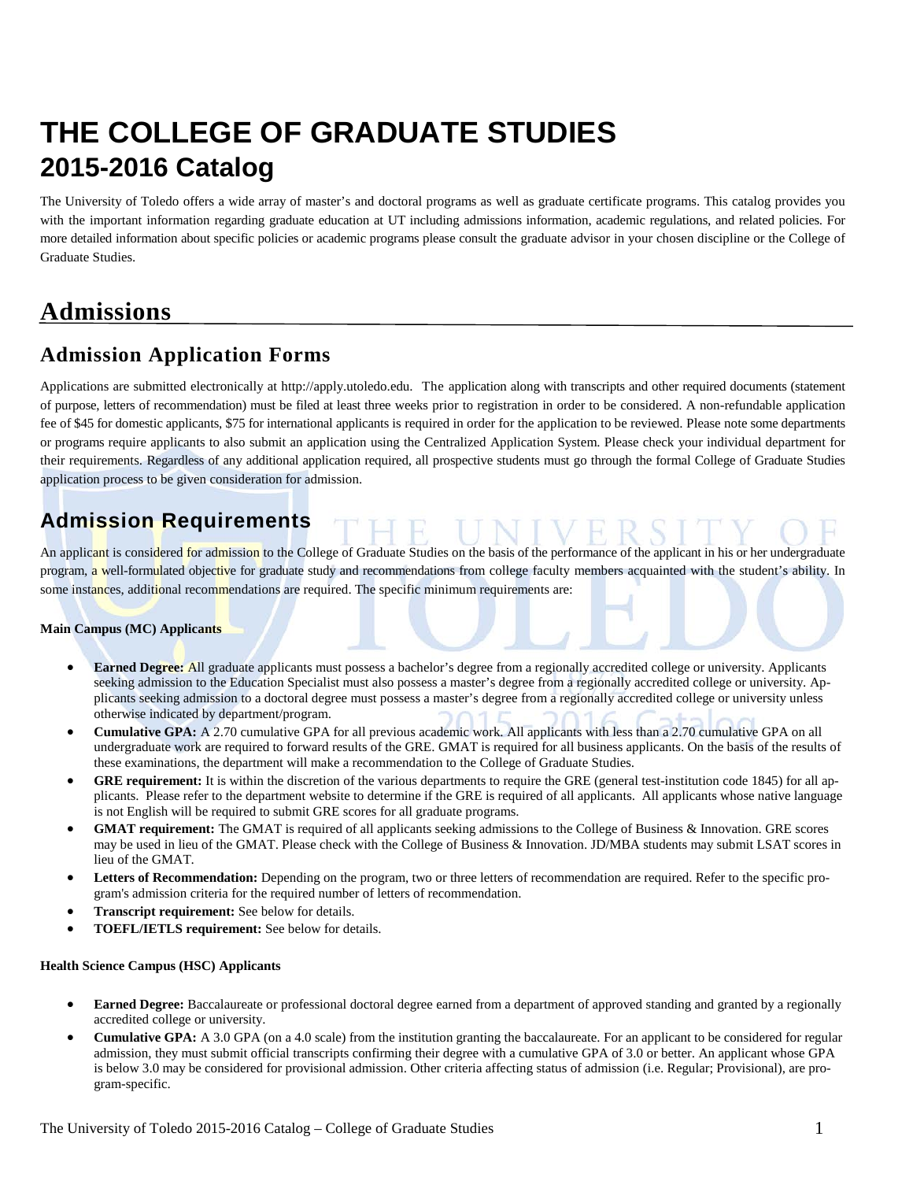# THE COLLEGE OF GRADUATE STUDIES
# 2015-2016 Catalog

The University of Toledo offers a wide array of master's and doctoral programs as well as graduate certificate programs. This catalog provides you with the important information regarding graduate education at UT including admissions information, academic regulations, and related policies. For more detailed information about specific policies or academic programs please consult the graduate advisor in your chosen discipline or the College of Graduate Studies.

## Admissions

### Admission Application Forms

Applications are submitted electronically at http://apply.utoledo.edu. The application along with transcripts and other required documents (statement of purpose, letters of recommendation) must be filed at least three weeks prior to registration in order to be considered. A non-refundable application fee of $45 for domestic applicants, $75 for international applicants is required in order for the application to be reviewed. Please note some departments or programs require applicants to also submit an application using the Centralized Application System. Please check your individual department for their requirements. Regardless of any additional application required, all prospective students must go through the formal College of Graduate Studies application process to be given consideration for admission.

### Admission Requirements

An applicant is considered for admission to the College of Graduate Studies on the basis of the performance of the applicant in his or her undergraduate program, a well-formulated objective for graduate study and recommendations from college faculty members acquainted with the student's ability. In some instances, additional recommendations are required. The specific minimum requirements are:

**Main Campus (MC) Applicants**

- **Earned Degree:** All graduate applicants must possess a bachelor's degree from a regionally accredited college or university. Applicants seeking admission to the Education Specialist must also possess a master's degree from a regionally accredited college or university. Applicants seeking admission to a doctoral degree must possess a master's degree from a regionally accredited college or university unless otherwise indicated by department/program.
- **Cumulative GPA:** A 2.70 cumulative GPA for all previous academic work. All applicants with less than a 2.70 cumulative GPA on all undergraduate work are required to forward results of the GRE. GMAT is required for all business applicants. On the basis of the results of these examinations, the department will make a recommendation to the College of Graduate Studies.
- **GRE requirement:** It is within the discretion of the various departments to require the GRE (general test-institution code 1845) for all applicants. Please refer to the department website to determine if the GRE is required of all applicants. All applicants whose native language is not English will be required to submit GRE scores for all graduate programs.
- **GMAT requirement:** The GMAT is required of all applicants seeking admissions to the College of Business & Innovation. GRE scores may be used in lieu of the GMAT. Please check with the College of Business & Innovation. JD/MBA students may submit LSAT scores in lieu of the GMAT.
- **Letters of Recommendation:** Depending on the program, two or three letters of recommendation are required. Refer to the specific program's admission criteria for the required number of letters of recommendation.
- **Transcript requirement:** See below for details.
- **TOEFL/IETLS requirement:** See below for details.

**Health Science Campus (HSC) Applicants**

- **Earned Degree:** Baccalaureate or professional doctoral degree earned from a department of approved standing and granted by a regionally accredited college or university.
- **Cumulative GPA:** A 3.0 GPA (on a 4.0 scale) from the institution granting the baccalaureate. For an applicant to be considered for regular admission, they must submit official transcripts confirming their degree with a cumulative GPA of 3.0 or better. An applicant whose GPA is below 3.0 may be considered for provisional admission. Other criteria affecting status of admission (i.e. Regular; Provisional), are program-specific.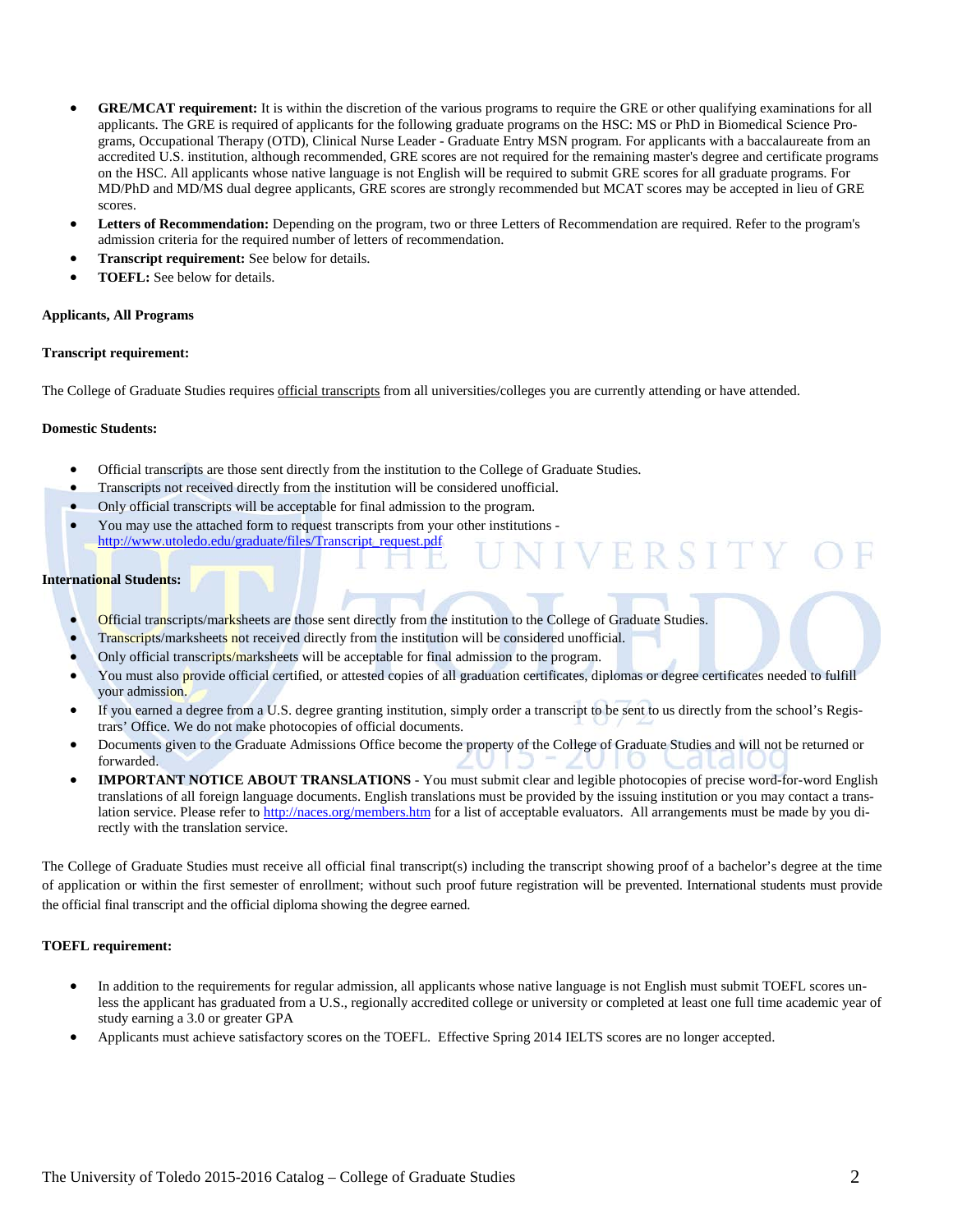- **GRE/MCAT requirement:** It is within the discretion of the various programs to require the GRE or other qualifying examinations for all applicants. The GRE is required of applicants for the following graduate programs on the HSC: MS or PhD in Biomedical Science Programs, Occupational Therapy (OTD), Clinical Nurse Leader - Graduate Entry MSN program. For applicants with a baccalaureate from an accredited U.S. institution, although recommended, GRE scores are not required for the remaining master's degree and certificate programs on the HSC. All applicants whose native language is not English will be required to submit GRE scores for all graduate programs. For MD/PhD and MD/MS dual degree applicants, GRE scores are strongly recommended but MCAT scores may be accepted in lieu of GRE scores.
- **Letters of Recommendation:** Depending on the program, two or three Letters of Recommendation are required. Refer to the program's admission criteria for the required number of letters of recommendation.
- **Transcript requirement:** See below for details.
- **TOEFL:** See below for details.

**Applicants, All Programs**

**Transcript requirement:**

The College of Graduate Studies requires official transcripts from all universities/colleges you are currently attending or have attended.

**Domestic Students:**

- Official transcripts are those sent directly from the institution to the College of Graduate Studies.
- Transcripts not received directly from the institution will be considered unofficial.
- Only official transcripts will be acceptable for final admission to the program.
- You may use the attached form to request transcripts from your other institutions - http://www.utoledo.edu/graduate/files/Transcript_request.pdf

**International Students:**

- Official transcripts/marksheets are those sent directly from the institution to the College of Graduate Studies.
- Transcripts/marksheets not received directly from the institution will be considered unofficial.
- Only official transcripts/marksheets will be acceptable for final admission to the program.
- You must also provide official certified, or attested copies of all graduation certificates, diplomas or degree certificates needed to fulfill your admission.
- If you earned a degree from a U.S. degree granting institution, simply order a transcript to be sent to us directly from the school's Registrars' Office. We do not make photocopies of official documents.
- Documents given to the Graduate Admissions Office become the property of the College of Graduate Studies and will not be returned or forwarded.
- **IMPORTANT NOTICE ABOUT TRANSLATIONS** - You must submit clear and legible photocopies of precise word-for-word English translations of all foreign language documents. English translations must be provided by the issuing institution or you may contact a translation service. Please refer to http://naces.org/members.htm for a list of acceptable evaluators. All arrangements must be made by you directly with the translation service.

The College of Graduate Studies must receive all official final transcript(s) including the transcript showing proof of a bachelor's degree at the time of application or within the first semester of enrollment; without such proof future registration will be prevented. International students must provide the official final transcript and the official diploma showing the degree earned.

**TOEFL requirement:**

- In addition to the requirements for regular admission, all applicants whose native language is not English must submit TOEFL scores unless the applicant has graduated from a U.S., regionally accredited college or university or completed at least one full time academic year of study earning a 3.0 or greater GPA
- Applicants must achieve satisfactory scores on the TOEFL. Effective Spring 2014 IELTS scores are no longer accepted.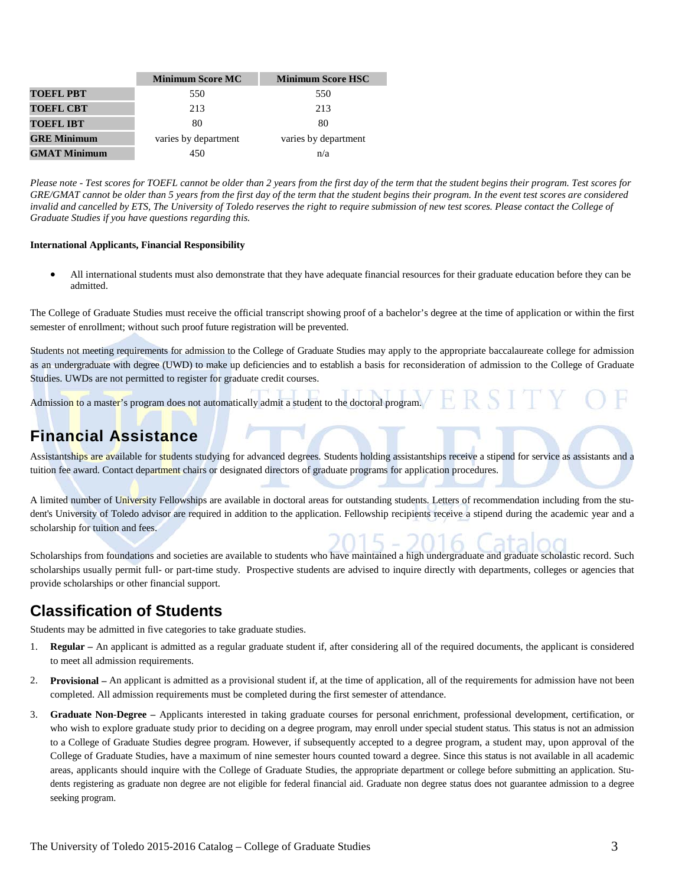| | Minimum Score MC | Minimum Score HSC |
|---|---|---|
| **TOEFL PBT** | 550 | 550 |
| **TOEFL CBT** | 213 | 213 |
| **TOEFL IBT** | 80 | 80 |
| **GRE Minimum** | varies by department | varies by department |
| **GMAT Minimum** | 450 | n/a |

*Please note - Test scores for TOEFL cannot be older than 2 years from the first day of the term that the student begins their program. Test scores for GRE/GMAT cannot be older than 5 years from the first day of the term that the student begins their program. In the event test scores are considered invalid and cancelled by ETS, The University of Toledo reserves the right to require submission of new test scores. Please contact the College of Graduate Studies if you have questions regarding this.*

**International Applicants, Financial Responsibility**

- All international students must also demonstrate that they have adequate financial resources for their graduate education before they can be admitted.

The College of Graduate Studies must receive the official transcript showing proof of a bachelor's degree at the time of application or within the first semester of enrollment; without such proof future registration will be prevented.

Students not meeting requirements for admission to the College of Graduate Studies may apply to the appropriate baccalaureate college for admission as an undergraduate with degree (UWD) to make up deficiencies and to establish a basis for reconsideration of admission to the College of Graduate Studies. UWDs are not permitted to register for graduate credit courses.

Admission to a master's program does not automatically admit a student to the doctoral program.

## Financial Assistance

Assistantships are available for students studying for advanced degrees. Students holding assistantships receive a stipend for service as assistants and a tuition fee award. Contact department chairs or designated directors of graduate programs for application procedures.

A limited number of University Fellowships are available in doctoral areas for outstanding students. Letters of recommendation including from the student's University of Toledo advisor are required in addition to the application. Fellowship recipients receive a stipend during the academic year and a scholarship for tuition and fees.

Scholarships from foundations and societies are available to students who have maintained a high undergraduate and graduate scholastic record. Such scholarships usually permit full- or part-time study. Prospective students are advised to inquire directly with departments, colleges or agencies that provide scholarships or other financial support.

## Classification of Students

Students may be admitted in five categories to take graduate studies.

1. **Regular –** An applicant is admitted as a regular graduate student if, after considering all of the required documents, the applicant is considered to meet all admission requirements.
2. **Provisional –** An applicant is admitted as a provisional student if, at the time of application, all of the requirements for admission have not been completed. All admission requirements must be completed during the first semester of attendance.
3. **Graduate Non-Degree –** Applicants interested in taking graduate courses for personal enrichment, professional development, certification, or who wish to explore graduate study prior to deciding on a degree program, may enroll under special student status. This status is not an admission to a College of Graduate Studies degree program. However, if subsequently accepted to a degree program, a student may, upon approval of the College of Graduate Studies, have a maximum of nine semester hours counted toward a degree. Since this status is not available in all academic areas, applicants should inquire with the College of Graduate Studies, the appropriate department or college before submitting an application. Students registering as graduate non degree are not eligible for federal financial aid. Graduate non degree status does not guarantee admission to a degree seeking program.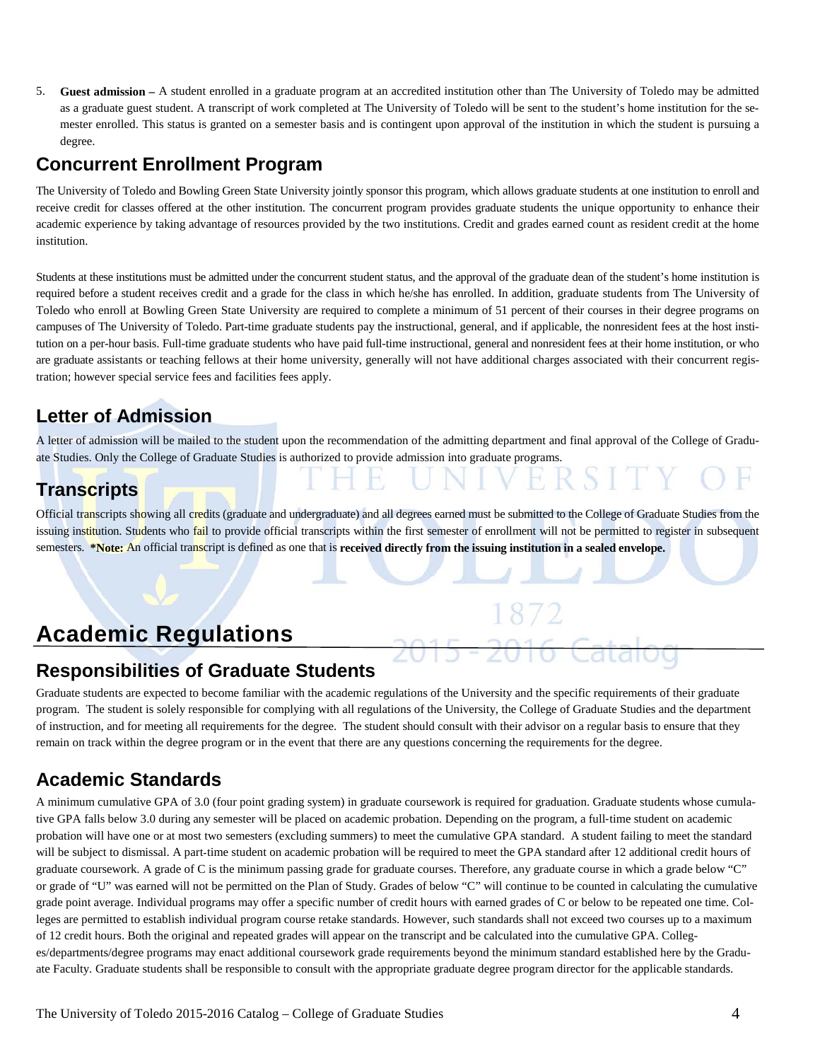5. **Guest admission –** A student enrolled in a graduate program at an accredited institution other than The University of Toledo may be admitted as a graduate guest student. A transcript of work completed at The University of Toledo will be sent to the student's home institution for the semester enrolled. This status is granted on a semester basis and is contingent upon approval of the institution in which the student is pursuing a degree.

## Concurrent Enrollment Program

The University of Toledo and Bowling Green State University jointly sponsor this program, which allows graduate students at one institution to enroll and receive credit for classes offered at the other institution. The concurrent program provides graduate students the unique opportunity to enhance their academic experience by taking advantage of resources provided by the two institutions. Credit and grades earned count as resident credit at the home institution.

Students at these institutions must be admitted under the concurrent student status, and the approval of the graduate dean of the student's home institution is required before a student receives credit and a grade for the class in which he/she has enrolled. In addition, graduate students from The University of Toledo who enroll at Bowling Green State University are required to complete a minimum of 51 percent of their courses in their degree programs on campuses of The University of Toledo. Part-time graduate students pay the instructional, general, and if applicable, the nonresident fees at the host institution on a per-hour basis. Full-time graduate students who have paid full-time instructional, general and nonresident fees at their home institution, or who are graduate assistants or teaching fellows at their home university, generally will not have additional charges associated with their concurrent registration; however special service fees and facilities fees apply.

## Letter of Admission

A letter of admission will be mailed to the student upon the recommendation of the admitting department and final approval of the College of Graduate Studies. Only the College of Graduate Studies is authorized to provide admission into graduate programs.

## Transcripts

Official transcripts showing all credits (graduate and undergraduate) and all degrees earned must be submitted to the College of Graduate Studies from the issuing institution. Students who fail to provide official transcripts within the first semester of enrollment will not be permitted to register in subsequent semesters. ***Note:** An official transcript is defined as one that is **received directly from the issuing institution in a sealed envelope.**

# Academic Regulations

## Responsibilities of Graduate Students

Graduate students are expected to become familiar with the academic regulations of the University and the specific requirements of their graduate program. The student is solely responsible for complying with all regulations of the University, the College of Graduate Studies and the department of instruction, and for meeting all requirements for the degree. The student should consult with their advisor on a regular basis to ensure that they remain on track within the degree program or in the event that there are any questions concerning the requirements for the degree.

## Academic Standards

A minimum cumulative GPA of 3.0 (four point grading system) in graduate coursework is required for graduation. Graduate students whose cumulative GPA falls below 3.0 during any semester will be placed on academic probation. Depending on the program, a full-time student on academic probation will have one or at most two semesters (excluding summers) to meet the cumulative GPA standard. A student failing to meet the standard will be subject to dismissal. A part-time student on academic probation will be required to meet the GPA standard after 12 additional credit hours of graduate coursework. A grade of C is the minimum passing grade for graduate courses. Therefore, any graduate course in which a grade below "C" or grade of "U" was earned will not be permitted on the Plan of Study. Grades of below "C" will continue to be counted in calculating the cumulative grade point average. Individual programs may offer a specific number of credit hours with earned grades of C or below to be repeated one time. Colleges are permitted to establish individual program course retake standards. However, such standards shall not exceed two courses up to a maximum of 12 credit hours. Both the original and repeated grades will appear on the transcript and be calculated into the cumulative GPA. Colleges/departments/degree programs may enact additional coursework grade requirements beyond the minimum standard established here by the Graduate Faculty. Graduate students shall be responsible to consult with the appropriate graduate degree program director for the applicable standards.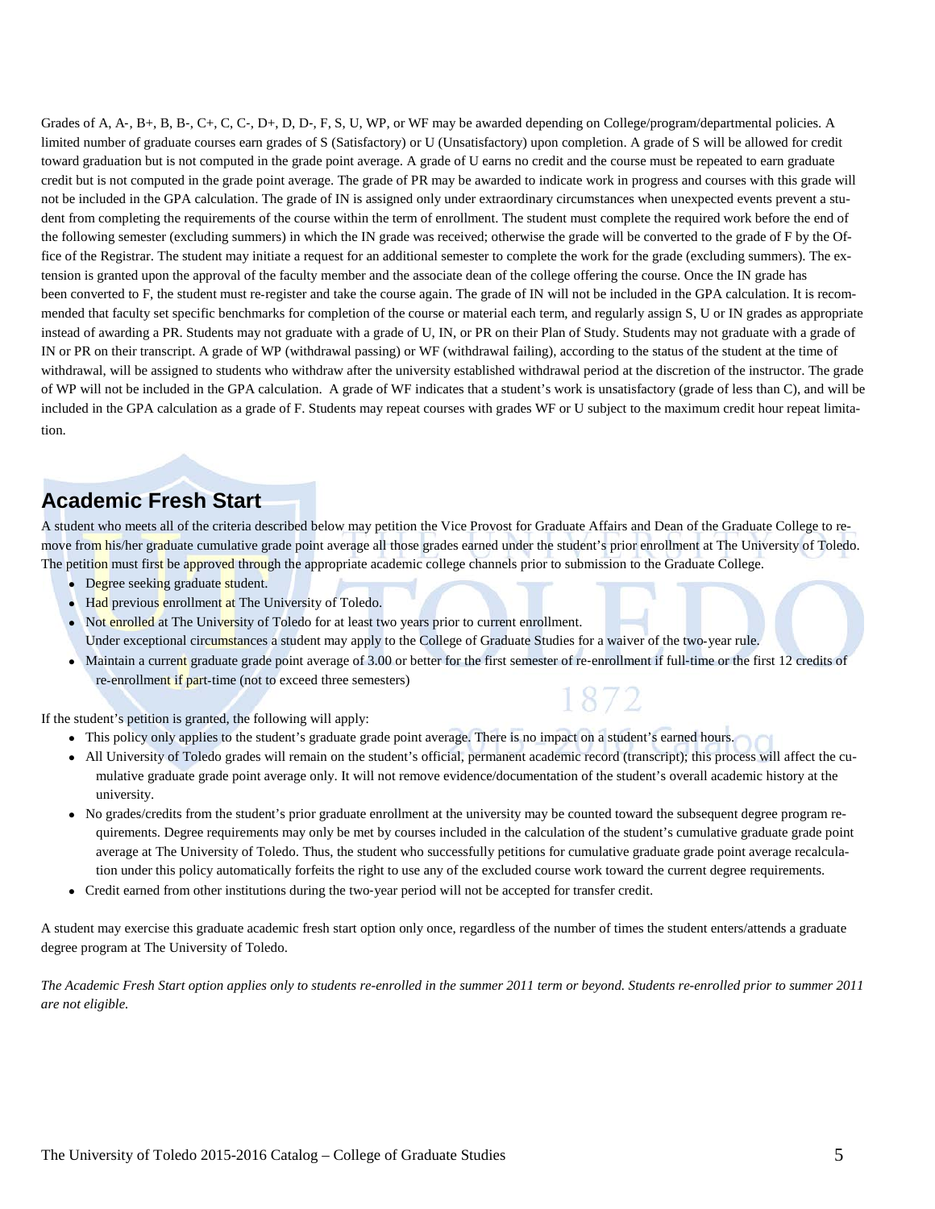Grades of A, A-, B+, B, B-, C+, C, C-, D+, D, D-, F, S, U, WP, or WF may be awarded depending on College/program/departmental policies. A limited number of graduate courses earn grades of S (Satisfactory) or U (Unsatisfactory) upon completion. A grade of S will be allowed for credit toward graduation but is not computed in the grade point average. A grade of U earns no credit and the course must be repeated to earn graduate credit but is not computed in the grade point average. The grade of PR may be awarded to indicate work in progress and courses with this grade will not be included in the GPA calculation. The grade of IN is assigned only under extraordinary circumstances when unexpected events prevent a student from completing the requirements of the course within the term of enrollment. The student must complete the required work before the end of the following semester (excluding summers) in which the IN grade was received; otherwise the grade will be converted to the grade of F by the Office of the Registrar. The student may initiate a request for an additional semester to complete the work for the grade (excluding summers). The extension is granted upon the approval of the faculty member and the associate dean of the college offering the course. Once the IN grade has been converted to F, the student must re-register and take the course again. The grade of IN will not be included in the GPA calculation. It is recommended that faculty set specific benchmarks for completion of the course or material each term, and regularly assign S, U or IN grades as appropriate instead of awarding a PR. Students may not graduate with a grade of U, IN, or PR on their Plan of Study. Students may not graduate with a grade of IN or PR on their transcript. A grade of WP (withdrawal passing) or WF (withdrawal failing), according to the status of the student at the time of withdrawal, will be assigned to students who withdraw after the university established withdrawal period at the discretion of the instructor. The grade of WP will not be included in the GPA calculation. A grade of WF indicates that a student's work is unsatisfactory (grade of less than C), and will be included in the GPA calculation as a grade of F. Students may repeat courses with grades WF or U subject to the maximum credit hour repeat limitation.

## Academic Fresh Start

A student who meets all of the criteria described below may petition the Vice Provost for Graduate Affairs and Dean of the Graduate College to remove from his/her graduate cumulative grade point average all those grades earned under the student's prior enrollment at The University of Toledo. The petition must first be approved through the appropriate academic college channels prior to submission to the Graduate College.

- Degree seeking graduate student.
- Had previous enrollment at The University of Toledo.
- Not enrolled at The University of Toledo for at least two years prior to current enrollment.
  Under exceptional circumstances a student may apply to the College of Graduate Studies for a waiver of the two-year rule.
- Maintain a current graduate grade point average of 3.00 or better for the first semester of re-enrollment if full-time or the first 12 credits of re-enrollment if part-time (not to exceed three semesters)

If the student's petition is granted, the following will apply:

- This policy only applies to the student's graduate grade point average. There is no impact on a student's earned hours.
- All University of Toledo grades will remain on the student's official, permanent academic record (transcript); this process will affect the cumulative graduate grade point average only. It will not remove evidence/documentation of the student's overall academic history at the university.
- No grades/credits from the student's prior graduate enrollment at the university may be counted toward the subsequent degree program requirements. Degree requirements may only be met by courses included in the calculation of the student's cumulative graduate grade point average at The University of Toledo. Thus, the student who successfully petitions for cumulative graduate grade point average recalculation under this policy automatically forfeits the right to use any of the excluded course work toward the current degree requirements.
- Credit earned from other institutions during the two-year period will not be accepted for transfer credit.

A student may exercise this graduate academic fresh start option only once, regardless of the number of times the student enters/attends a graduate degree program at The University of Toledo.

*The Academic Fresh Start option applies only to students re-enrolled in the summer 2011 term or beyond. Students re-enrolled prior to summer 2011 are not eligible.*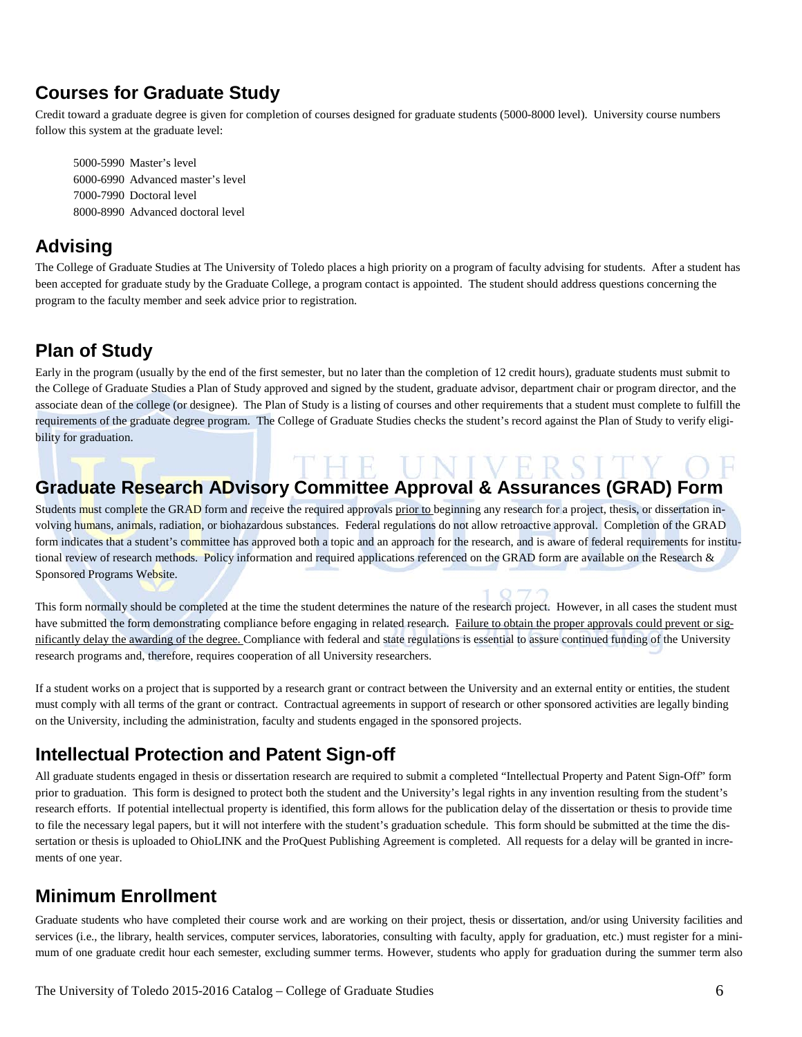## Courses for Graduate Study

Credit toward a graduate degree is given for completion of courses designed for graduate students (5000-8000 level). University course numbers follow this system at the graduate level:

5000-5990 Master's level
6000-6990 Advanced master's level
7000-7990 Doctoral level
8000-8990 Advanced doctoral level

## Advising

The College of Graduate Studies at The University of Toledo places a high priority on a program of faculty advising for students. After a student has been accepted for graduate study by the Graduate College, a program contact is appointed. The student should address questions concerning the program to the faculty member and seek advice prior to registration.

## Plan of Study

Early in the program (usually by the end of the first semester, but no later than the completion of 12 credit hours), graduate students must submit to the College of Graduate Studies a Plan of Study approved and signed by the student, graduate advisor, department chair or program director, and the associate dean of the college (or designee). The Plan of Study is a listing of courses and other requirements that a student must complete to fulfill the requirements of the graduate degree program. The College of Graduate Studies checks the student's record against the Plan of Study to verify eligibility for graduation.

## Graduate Research ADvisory Committee Approval & Assurances (GRAD) Form

Students must complete the GRAD form and receive the required approvals prior to beginning any research for a project, thesis, or dissertation involving humans, animals, radiation, or biohazardous substances. Federal regulations do not allow retroactive approval. Completion of the GRAD form indicates that a student's committee has approved both a topic and an approach for the research, and is aware of federal requirements for institutional review of research methods. Policy information and required applications referenced on the GRAD form are available on the Research & Sponsored Programs Website.

This form normally should be completed at the time the student determines the nature of the research project. However, in all cases the student must have submitted the form demonstrating compliance before engaging in related research. Failure to obtain the proper approvals could prevent or significantly delay the awarding of the degree. Compliance with federal and state regulations is essential to assure continued funding of the University research programs and, therefore, requires cooperation of all University researchers.

If a student works on a project that is supported by a research grant or contract between the University and an external entity or entities, the student must comply with all terms of the grant or contract. Contractual agreements in support of research or other sponsored activities are legally binding on the University, including the administration, faculty and students engaged in the sponsored projects.

## Intellectual Protection and Patent Sign-off

All graduate students engaged in thesis or dissertation research are required to submit a completed "Intellectual Property and Patent Sign-Off" form prior to graduation. This form is designed to protect both the student and the University's legal rights in any invention resulting from the student's research efforts. If potential intellectual property is identified, this form allows for the publication delay of the dissertation or thesis to provide time to file the necessary legal papers, but it will not interfere with the student's graduation schedule. This form should be submitted at the time the dissertation or thesis is uploaded to OhioLINK and the ProQuest Publishing Agreement is completed. All requests for a delay will be granted in increments of one year.

## Minimum Enrollment

Graduate students who have completed their course work and are working on their project, thesis or dissertation, and/or using University facilities and services (i.e., the library, health services, computer services, laboratories, consulting with faculty, apply for graduation, etc.) must register for a minimum of one graduate credit hour each semester, excluding summer terms. However, students who apply for graduation during the summer term also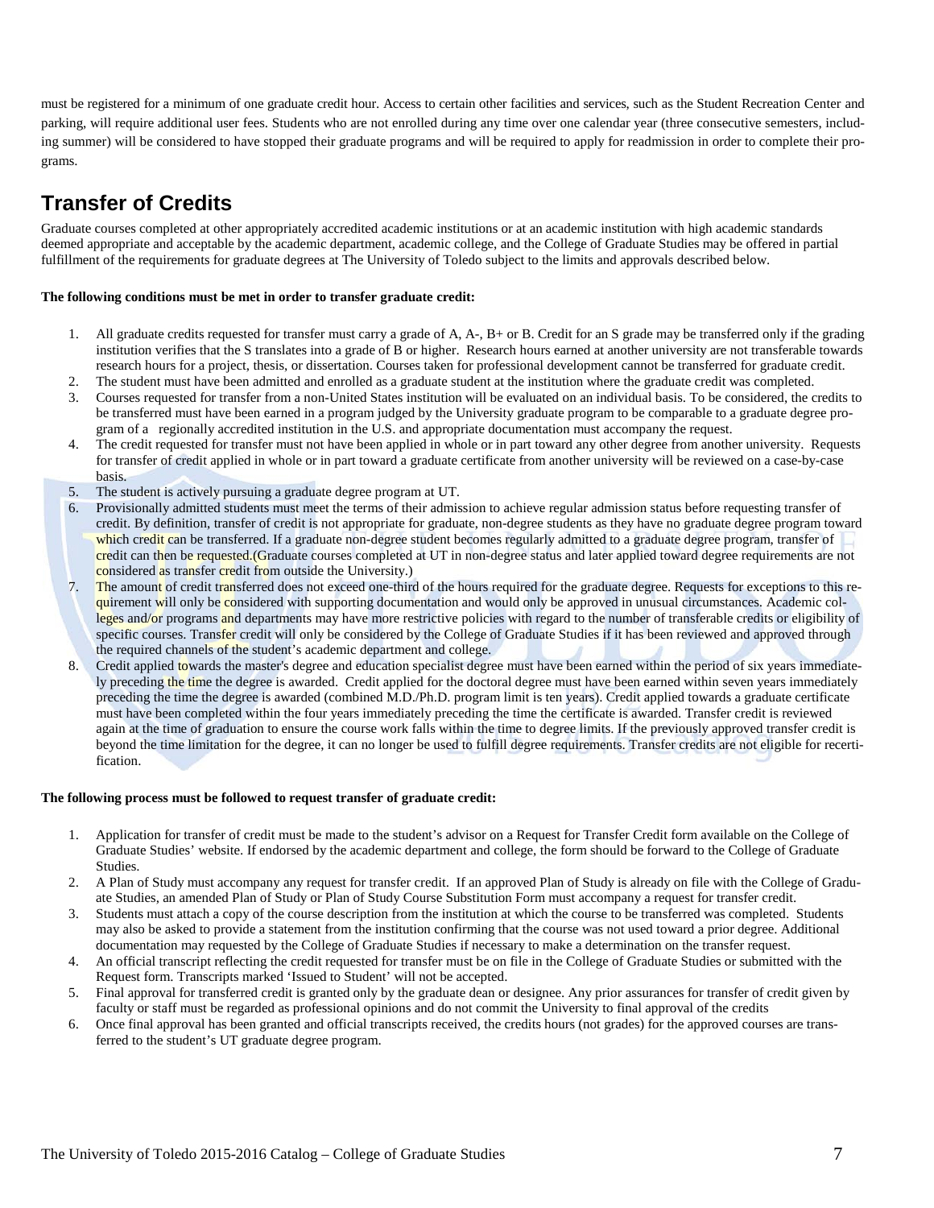must be registered for a minimum of one graduate credit hour. Access to certain other facilities and services, such as the Student Recreation Center and parking, will require additional user fees. Students who are not enrolled during any time over one calendar year (three consecutive semesters, including summer) will be considered to have stopped their graduate programs and will be required to apply for readmission in order to complete their programs.

## Transfer of Credits

Graduate courses completed at other appropriately accredited academic institutions or at an academic institution with high academic standards deemed appropriate and acceptable by the academic department, academic college, and the College of Graduate Studies may be offered in partial fulfillment of the requirements for graduate degrees at The University of Toledo subject to the limits and approvals described below.

**The following conditions must be met in order to transfer graduate credit:**

1. All graduate credits requested for transfer must carry a grade of A, A-, B+ or B. Credit for an S grade may be transferred only if the grading institution verifies that the S translates into a grade of B or higher. Research hours earned at another university are not transferable towards research hours for a project, thesis, or dissertation. Courses taken for professional development cannot be transferred for graduate credit.
2. The student must have been admitted and enrolled as a graduate student at the institution where the graduate credit was completed.
3. Courses requested for transfer from a non-United States institution will be evaluated on an individual basis. To be considered, the credits to be transferred must have been earned in a program judged by the University graduate program to be comparable to a graduate degree program of a regionally accredited institution in the U.S. and appropriate documentation must accompany the request.
4. The credit requested for transfer must not have been applied in whole or in part toward any other degree from another university. Requests for transfer of credit applied in whole or in part toward a graduate certificate from another university will be reviewed on a case-by-case basis.
5. The student is actively pursuing a graduate degree program at UT.
6. Provisionally admitted students must meet the terms of their admission to achieve regular admission status before requesting transfer of credit. By definition, transfer of credit is not appropriate for graduate, non-degree students as they have no graduate degree program toward which credit can be transferred. If a graduate non-degree student becomes regularly admitted to a graduate degree program, transfer of credit can then be requested.(Graduate courses completed at UT in non-degree status and later applied toward degree requirements are not considered as transfer credit from outside the University.)
7. The amount of credit transferred does not exceed one-third of the hours required for the graduate degree. Requests for exceptions to this requirement will only be considered with supporting documentation and would only be approved in unusual circumstances. Academic colleges and/or programs and departments may have more restrictive policies with regard to the number of transferable credits or eligibility of specific courses. Transfer credit will only be considered by the College of Graduate Studies if it has been reviewed and approved through the required channels of the student's academic department and college.
8. Credit applied towards the master's degree and education specialist degree must have been earned within the period of six years immediately preceding the time the degree is awarded. Credit applied for the doctoral degree must have been earned within seven years immediately preceding the time the degree is awarded (combined M.D./Ph.D. program limit is ten years). Credit applied towards a graduate certificate must have been completed within the four years immediately preceding the time the certificate is awarded. Transfer credit is reviewed again at the time of graduation to ensure the course work falls within the time to degree limits. If the previously approved transfer credit is beyond the time limitation for the degree, it can no longer be used to fulfill degree requirements. Transfer credits are not eligible for recertification.

**The following process must be followed to request transfer of graduate credit:**

1. Application for transfer of credit must be made to the student's advisor on a Request for Transfer Credit form available on the College of Graduate Studies' website. If endorsed by the academic department and college, the form should be forward to the College of Graduate Studies.
2. A Plan of Study must accompany any request for transfer credit. If an approved Plan of Study is already on file with the College of Graduate Studies, an amended Plan of Study or Plan of Study Course Substitution Form must accompany a request for transfer credit.
3. Students must attach a copy of the course description from the institution at which the course to be transferred was completed. Students may also be asked to provide a statement from the institution confirming that the course was not used toward a prior degree. Additional documentation may requested by the College of Graduate Studies if necessary to make a determination on the transfer request.
4. An official transcript reflecting the credit requested for transfer must be on file in the College of Graduate Studies or submitted with the Request form. Transcripts marked 'Issued to Student' will not be accepted.
5. Final approval for transferred credit is granted only by the graduate dean or designee. Any prior assurances for transfer of credit given by faculty or staff must be regarded as professional opinions and do not commit the University to final approval of the credits
6. Once final approval has been granted and official transcripts received, the credits hours (not grades) for the approved courses are transferred to the student's UT graduate degree program.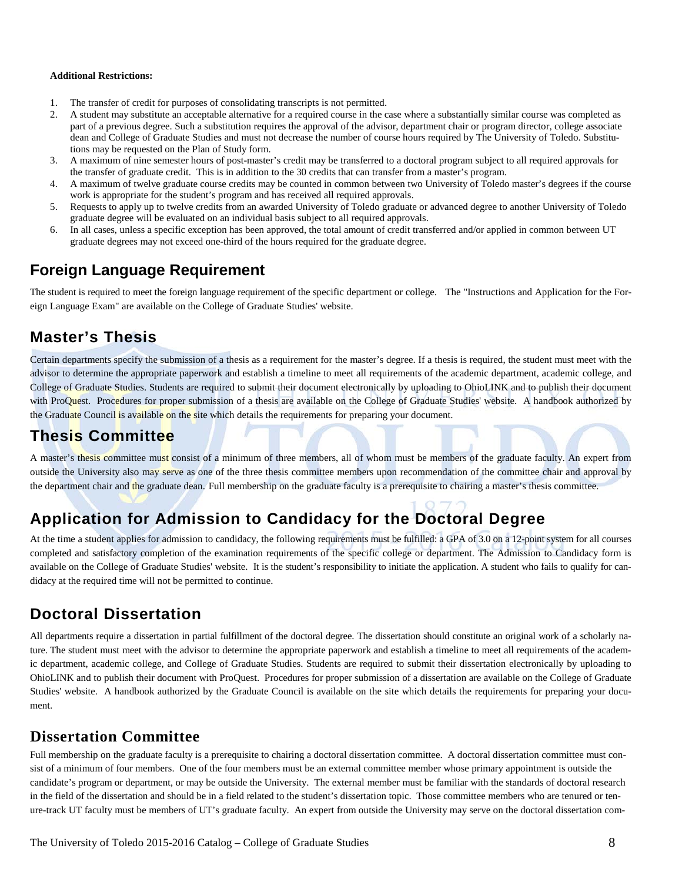**Additional Restrictions:**

1. The transfer of credit for purposes of consolidating transcripts is not permitted.
2. A student may substitute an acceptable alternative for a required course in the case where a substantially similar course was completed as part of a previous degree. Such a substitution requires the approval of the advisor, department chair or program director, college associate dean and College of Graduate Studies and must not decrease the number of course hours required by The University of Toledo. Substitutions may be requested on the Plan of Study form.
3. A maximum of nine semester hours of post-master's credit may be transferred to a doctoral program subject to all required approvals for the transfer of graduate credit. This is in addition to the 30 credits that can transfer from a master's program.
4. A maximum of twelve graduate course credits may be counted in common between two University of Toledo master's degrees if the course work is appropriate for the student's program and has received all required approvals.
5. Requests to apply up to twelve credits from an awarded University of Toledo graduate or advanced degree to another University of Toledo graduate degree will be evaluated on an individual basis subject to all required approvals.
6. In all cases, unless a specific exception has been approved, the total amount of credit transferred and/or applied in common between UT graduate degrees may not exceed one-third of the hours required for the graduate degree.

## Foreign Language Requirement

The student is required to meet the foreign language requirement of the specific department or college. The "Instructions and Application for the Foreign Language Exam" are available on the College of Graduate Studies' website.

## Master's Thesis

Certain departments specify the submission of a thesis as a requirement for the master's degree. If a thesis is required, the student must meet with the advisor to determine the appropriate paperwork and establish a timeline to meet all requirements of the academic department, academic college, and College of Graduate Studies. Students are required to submit their document electronically by uploading to OhioLINK and to publish their document with ProQuest. Procedures for proper submission of a thesis are available on the College of Graduate Studies' website. A handbook authorized by the Graduate Council is available on the site which details the requirements for preparing your document.

## Thesis Committee

A master's thesis committee must consist of a minimum of three members, all of whom must be members of the graduate faculty. An expert from outside the University also may serve as one of the three thesis committee members upon recommendation of the committee chair and approval by the department chair and the graduate dean. Full membership on the graduate faculty is a prerequisite to chairing a master's thesis committee.

## Application for Admission to Candidacy for the Doctoral Degree

At the time a student applies for admission to candidacy, the following requirements must be fulfilled: a GPA of 3.0 on a 12-point system for all courses completed and satisfactory completion of the examination requirements of the specific college or department. The Admission to Candidacy form is available on the College of Graduate Studies' website. It is the student's responsibility to initiate the application. A student who fails to qualify for candidacy at the required time will not be permitted to continue.

## Doctoral Dissertation

All departments require a dissertation in partial fulfillment of the doctoral degree. The dissertation should constitute an original work of a scholarly nature. The student must meet with the advisor to determine the appropriate paperwork and establish a timeline to meet all requirements of the academic department, academic college, and College of Graduate Studies. Students are required to submit their dissertation electronically by uploading to OhioLINK and to publish their document with ProQuest. Procedures for proper submission of a dissertation are available on the College of Graduate Studies' website. A handbook authorized by the Graduate Council is available on the site which details the requirements for preparing your document.

## Dissertation Committee

Full membership on the graduate faculty is a prerequisite to chairing a doctoral dissertation committee. A doctoral dissertation committee must consist of a minimum of four members. One of the four members must be an external committee member whose primary appointment is outside the candidate's program or department, or may be outside the University. The external member must be familiar with the standards of doctoral research in the field of the dissertation and should be in a field related to the student's dissertation topic. Those committee members who are tenured or tenure-track UT faculty must be members of UT's graduate faculty. An expert from outside the University may serve on the doctoral dissertation com-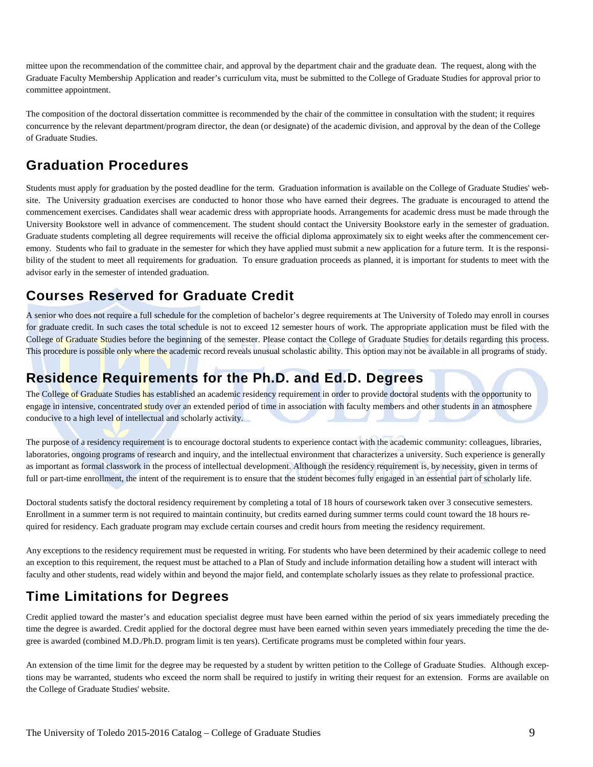mittee upon the recommendation of the committee chair, and approval by the department chair and the graduate dean. The request, along with the Graduate Faculty Membership Application and reader's curriculum vita, must be submitted to the College of Graduate Studies for approval prior to committee appointment.

The composition of the doctoral dissertation committee is recommended by the chair of the committee in consultation with the student; it requires concurrence by the relevant department/program director, the dean (or designate) of the academic division, and approval by the dean of the College of Graduate Studies.

## Graduation Procedures

Students must apply for graduation by the posted deadline for the term. Graduation information is available on the College of Graduate Studies' website. The University graduation exercises are conducted to honor those who have earned their degrees. The graduate is encouraged to attend the commencement exercises. Candidates shall wear academic dress with appropriate hoods. Arrangements for academic dress must be made through the University Bookstore well in advance of commencement. The student should contact the University Bookstore early in the semester of graduation. Graduate students completing all degree requirements will receive the official diploma approximately six to eight weeks after the commencement ceremony. Students who fail to graduate in the semester for which they have applied must submit a new application for a future term. It is the responsibility of the student to meet all requirements for graduation. To ensure graduation proceeds as planned, it is important for students to meet with the advisor early in the semester of intended graduation.

## Courses Reserved for Graduate Credit

A senior who does not require a full schedule for the completion of bachelor's degree requirements at The University of Toledo may enroll in courses for graduate credit. In such cases the total schedule is not to exceed 12 semester hours of work. The appropriate application must be filed with the College of Graduate Studies before the beginning of the semester. Please contact the College of Graduate Studies for details regarding this process. This procedure is possible only where the academic record reveals unusual scholastic ability. This option may not be available in all programs of study.

## Residence Requirements for the Ph.D. and Ed.D. Degrees

The College of Graduate Studies has established an academic residency requirement in order to provide doctoral students with the opportunity to engage in intensive, concentrated study over an extended period of time in association with faculty members and other students in an atmosphere conducive to a high level of intellectual and scholarly activity.

The purpose of a residency requirement is to encourage doctoral students to experience contact with the academic community: colleagues, libraries, laboratories, ongoing programs of research and inquiry, and the intellectual environment that characterizes a university. Such experience is generally as important as formal classwork in the process of intellectual development. Although the residency requirement is, by necessity, given in terms of full or part-time enrollment, the intent of the requirement is to ensure that the student becomes fully engaged in an essential part of scholarly life.

Doctoral students satisfy the doctoral residency requirement by completing a total of 18 hours of coursework taken over 3 consecutive semesters. Enrollment in a summer term is not required to maintain continuity, but credits earned during summer terms could count toward the 18 hours required for residency. Each graduate program may exclude certain courses and credit hours from meeting the residency requirement.

Any exceptions to the residency requirement must be requested in writing. For students who have been determined by their academic college to need an exception to this requirement, the request must be attached to a Plan of Study and include information detailing how a student will interact with faculty and other students, read widely within and beyond the major field, and contemplate scholarly issues as they relate to professional practice.

## Time Limitations for Degrees

Credit applied toward the master's and education specialist degree must have been earned within the period of six years immediately preceding the time the degree is awarded. Credit applied for the doctoral degree must have been earned within seven years immediately preceding the time the degree is awarded (combined M.D./Ph.D. program limit is ten years). Certificate programs must be completed within four years.

An extension of the time limit for the degree may be requested by a student by written petition to the College of Graduate Studies. Although exceptions may be warranted, students who exceed the norm shall be required to justify in writing their request for an extension. Forms are available on the College of Graduate Studies' website.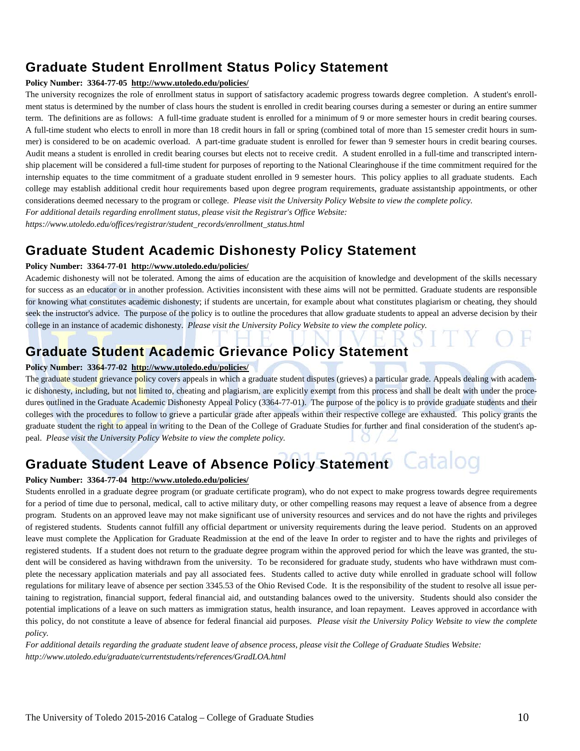## Graduate Student Enrollment Status Policy Statement

**Policy Number: 3364-77-05 http://www.utoledo.edu/policies/**

The university recognizes the role of enrollment status in support of satisfactory academic progress towards degree completion. A student's enrollment status is determined by the number of class hours the student is enrolled in credit bearing courses during a semester or during an entire summer term. The definitions are as follows: A full-time graduate student is enrolled for a minimum of 9 or more semester hours in credit bearing courses. A full-time student who elects to enroll in more than 18 credit hours in fall or spring (combined total of more than 15 semester credit hours in summer) is considered to be on academic overload. A part-time graduate student is enrolled for fewer than 9 semester hours in credit bearing courses. Audit means a student is enrolled in credit bearing courses but elects not to receive credit. A student enrolled in a full-time and transcripted internship placement will be considered a full-time student for purposes of reporting to the National Clearinghouse if the time commitment required for the internship equates to the time commitment of a graduate student enrolled in 9 semester hours. This policy applies to all graduate students. Each college may establish additional credit hour requirements based upon degree program requirements, graduate assistantship appointments, or other considerations deemed necessary to the program or college. *Please visit the University Policy Website to view the complete policy.*

*For additional details regarding enrollment status, please visit the Registrar's Office Website:*
*https://www.utoledo.edu/offices/registrar/student_records/enrollment_status.html*

## Graduate Student Academic Dishonesty Policy Statement

**Policy Number: 3364-77-01 http://www.utoledo.edu/policies/**

Academic dishonesty will not be tolerated. Among the aims of education are the acquisition of knowledge and development of the skills necessary for success as an educator or in another profession. Activities inconsistent with these aims will not be permitted. Graduate students are responsible for knowing what constitutes academic dishonesty; if students are uncertain, for example about what constitutes plagiarism or cheating, they should seek the instructor's advice. The purpose of the policy is to outline the procedures that allow graduate students to appeal an adverse decision by their college in an instance of academic dishonesty. *Please visit the University Policy Website to view the complete policy.*

## Graduate Student Academic Grievance Policy Statement

**Policy Number: 3364-77-02 http://www.utoledo.edu/policies/**

The graduate student grievance policy covers appeals in which a graduate student disputes (grieves) a particular grade. Appeals dealing with academic dishonesty, including, but not limited to, cheating and plagiarism, are explicitly exempt from this process and shall be dealt with under the procedures outlined in the Graduate Academic Dishonesty Appeal Policy (3364-77-01). The purpose of the policy is to provide graduate students and their colleges with the procedures to follow to grieve a particular grade after appeals within their respective college are exhausted. This policy grants the graduate student the right to appeal in writing to the Dean of the College of Graduate Studies for further and final consideration of the student's appeal. *Please visit the University Policy Website to view the complete policy.*

## Graduate Student Leave of Absence Policy Statement

**Policy Number: 3364-77-04 http://www.utoledo.edu/policies/**

Students enrolled in a graduate degree program (or graduate certificate program), who do not expect to make progress towards degree requirements for a period of time due to personal, medical, call to active military duty, or other compelling reasons may request a leave of absence from a degree program. Students on an approved leave may not make significant use of university resources and services and do not have the rights and privileges of registered students. Students cannot fulfill any official department or university requirements during the leave period. Students on an approved leave must complete the Application for Graduate Readmission at the end of the leave In order to register and to have the rights and privileges of registered students. If a student does not return to the graduate degree program within the approved period for which the leave was granted, the student will be considered as having withdrawn from the university. To be reconsidered for graduate study, students who have withdrawn must complete the necessary application materials and pay all associated fees. Students called to active duty while enrolled in graduate school will follow regulations for military leave of absence per section 3345.53 of the Ohio Revised Code. It is the responsibility of the student to resolve all issue pertaining to registration, financial support, federal financial aid, and outstanding balances owed to the university. Students should also consider the potential implications of a leave on such matters as immigration status, health insurance, and loan repayment. Leaves approved in accordance with this policy, do not constitute a leave of absence for federal financial aid purposes. *Please visit the University Policy Website to view the complete policy.*

*For additional details regarding the graduate student leave of absence process, please visit the College of Graduate Studies Website:*
*http://www.utoledo.edu/graduate/currentstudents/references/GradLOA.html*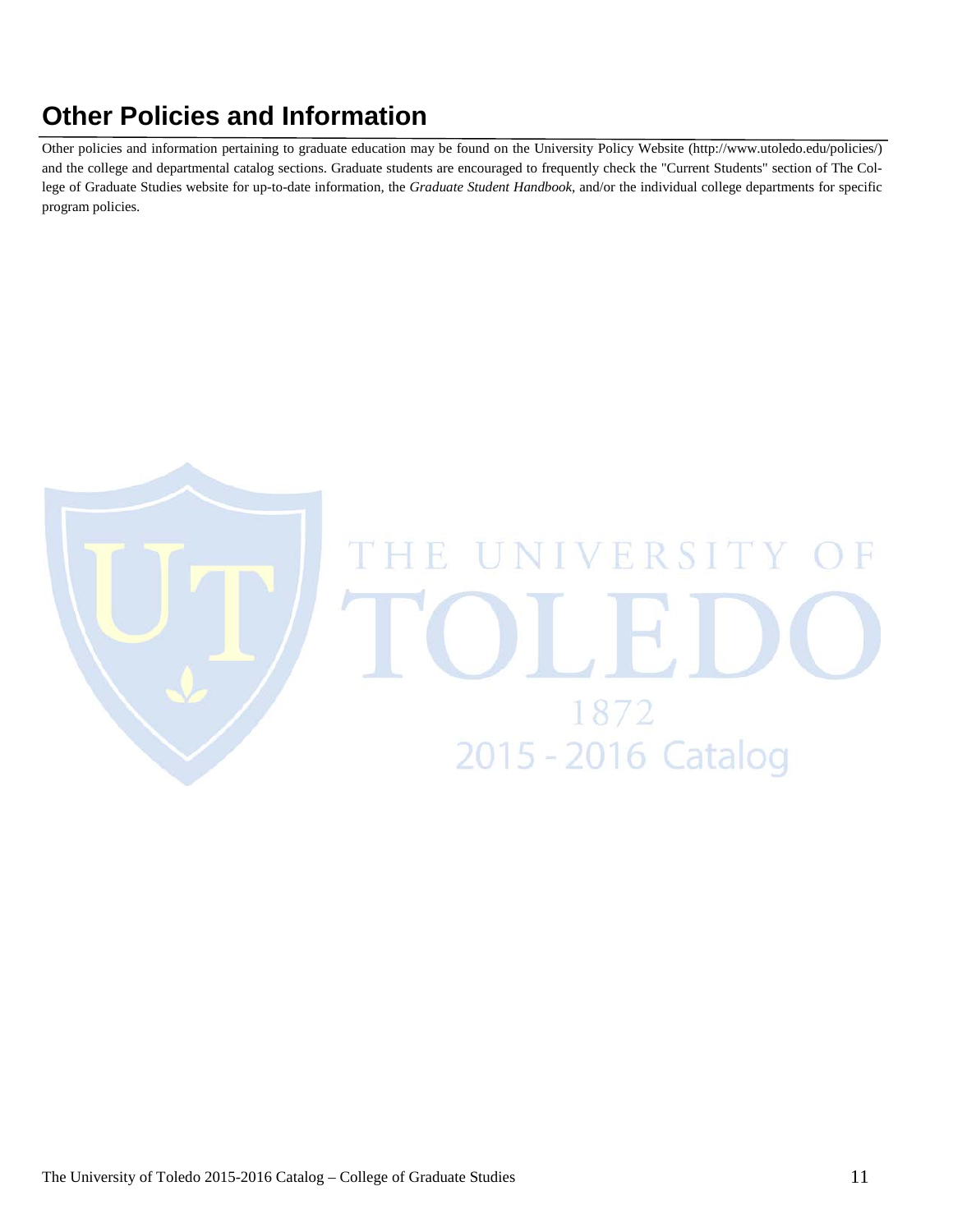## Other Policies and Information

Other policies and information pertaining to graduate education may be found on the University Policy Website (http://www.utoledo.edu/policies/) and the college and departmental catalog sections. Graduate students are encouraged to frequently check the "Current Students" section of The College of Graduate Studies website for up-to-date information, the *Graduate Student Handbook*, and/or the individual college departments for specific program policies.